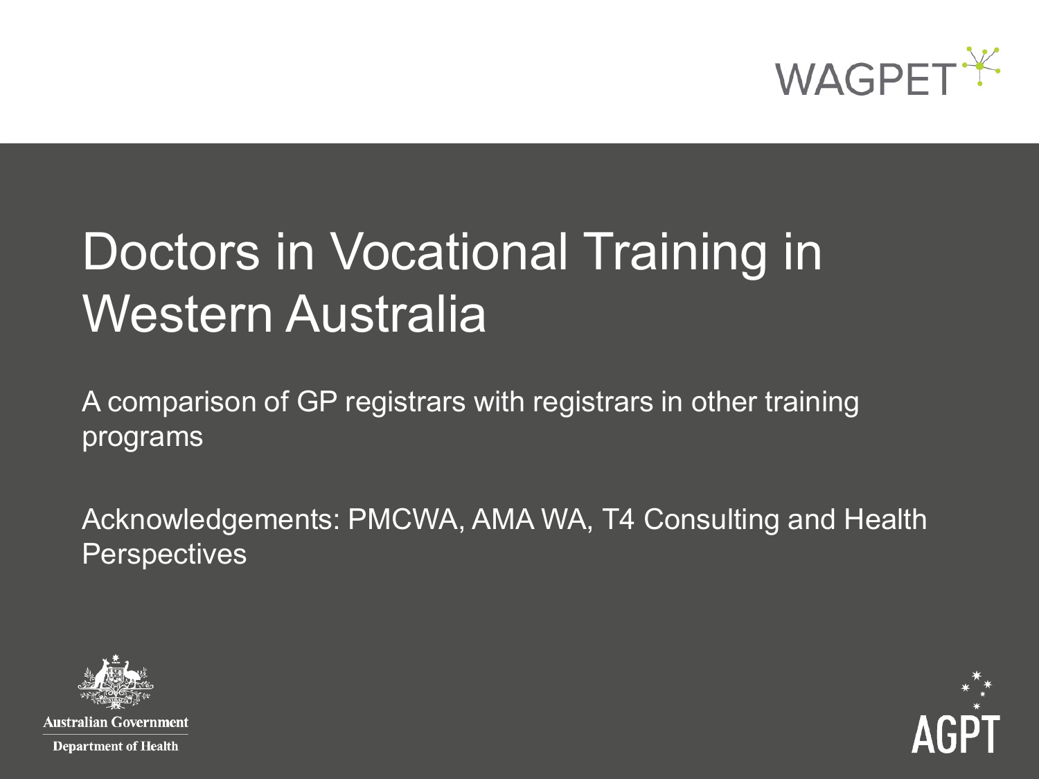WAGPET

# Doctors in Vocational Training in Western Australia

A comparison of GP registrars with registrars in other training programs

Acknowledgements: PMCWA, AMA WA, T4 Consulting and Health Perspectives

Australian Government
Department of Health

AGPT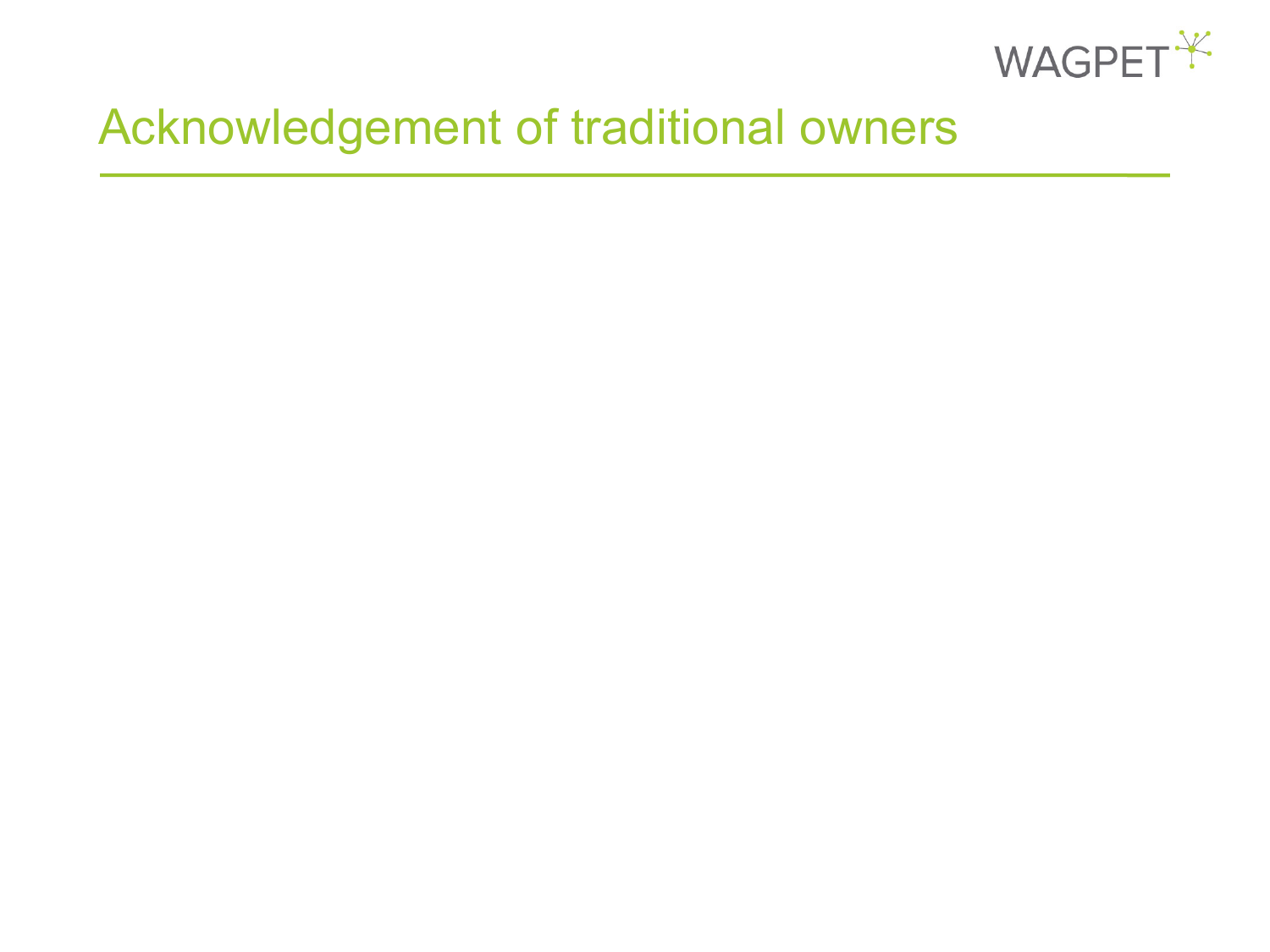# Acknowledgement of traditional owners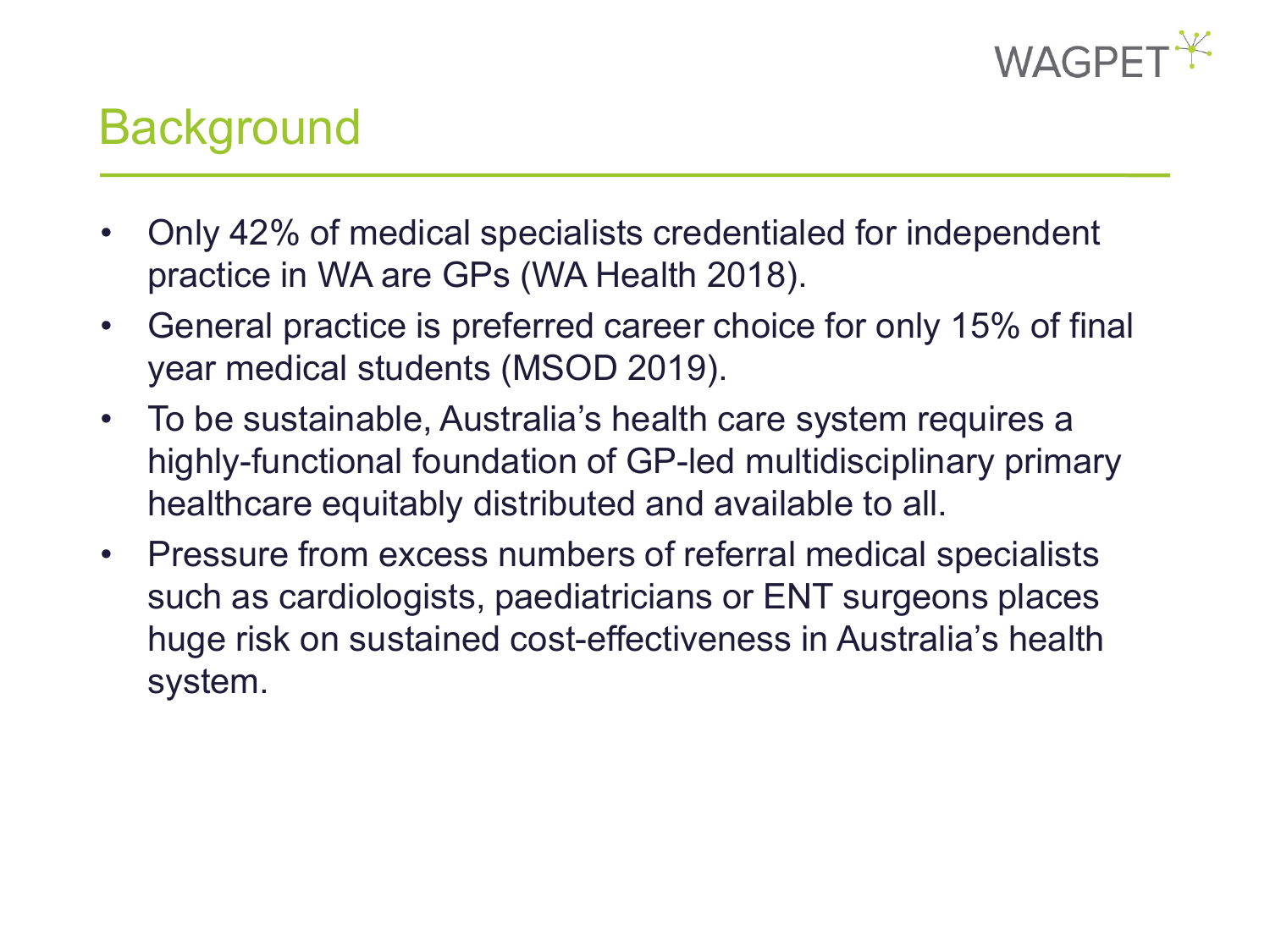# Background

- Only 42% of medical specialists credentialed for independent practice in WA are GPs (WA Health 2018).
- General practice is preferred career choice for only 15% of final year medical students (MSOD 2019).
- To be sustainable, Australia's health care system requires a highly-functional foundation of GP-led multidisciplinary primary healthcare equitably distributed and available to all.
- Pressure from excess numbers of referral medical specialists such as cardiologists, paediatricians or ENT surgeons places huge risk on sustained cost-effectiveness in Australia's health system.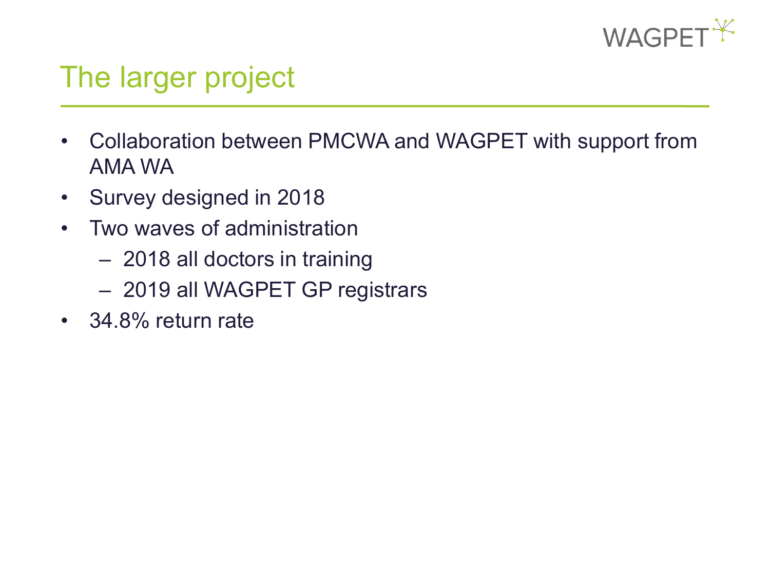# The larger project

- Collaboration between PMCWA and WAGPET with support from AMA WA
- Survey designed in 2018
- Two waves of administration
  - 2018 all doctors in training
  - 2019 all WAGPET GP registrars
- 34.8% return rate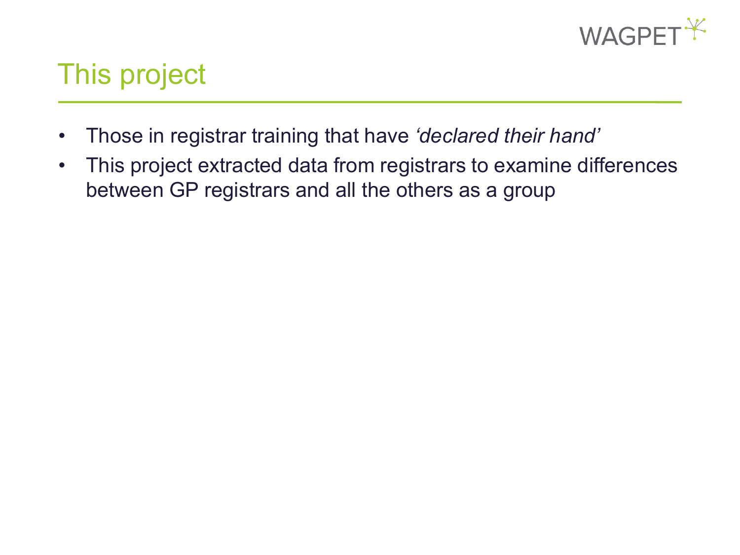# This project

- Those in registrar training that have *'declared their hand'*
- This project extracted data from registrars to examine differences between GP registrars and all the others as a group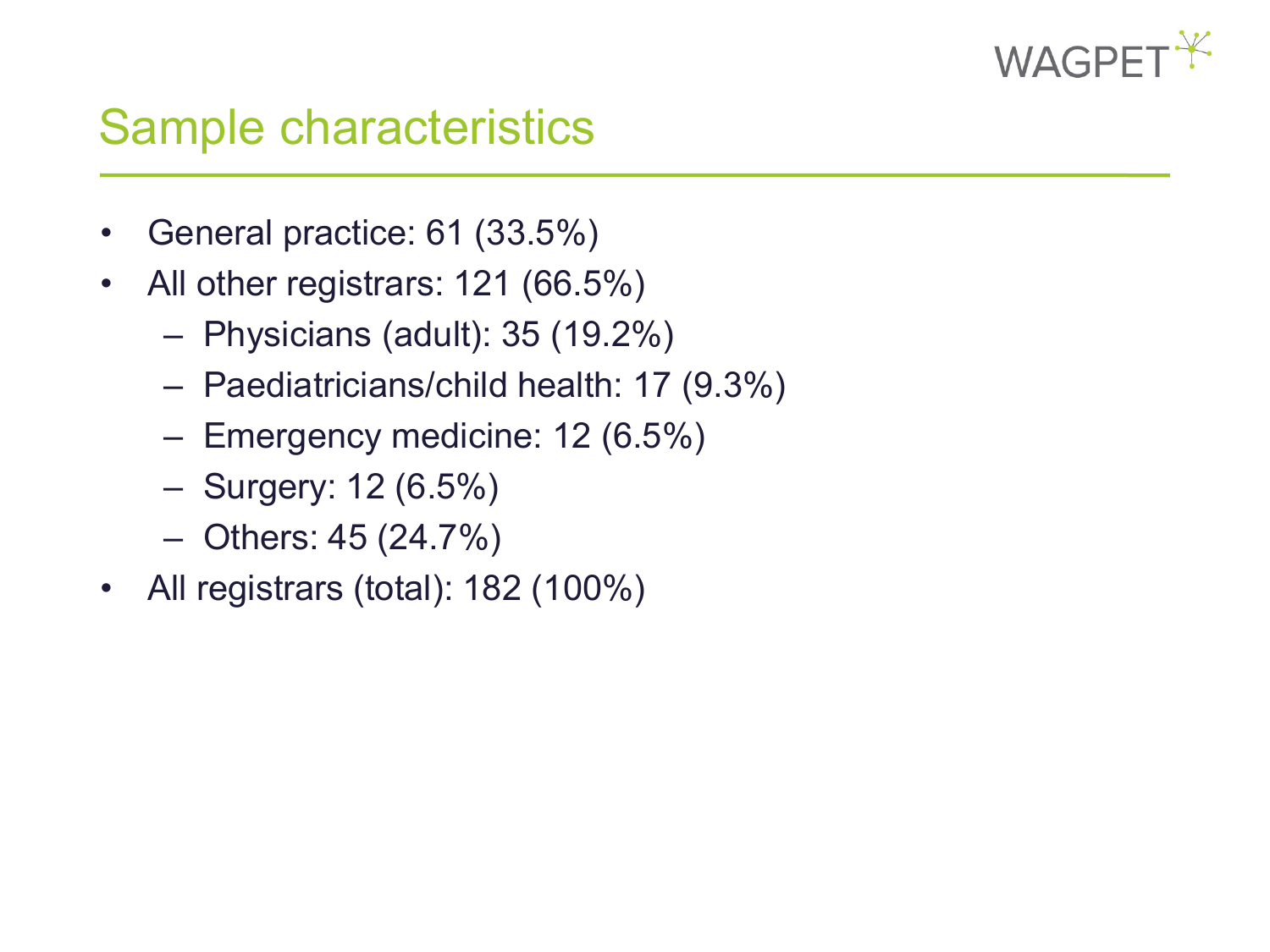# Sample characteristics

- General practice: 61 (33.5%)
- All other registrars: 121 (66.5%)
  - Physicians (adult): 35 (19.2%)
  - Paediatricians/child health: 17 (9.3%)
  - Emergency medicine: 12 (6.5%)
  - Surgery: 12 (6.5%)
  - Others: 45 (24.7%)
- All registrars (total): 182 (100%)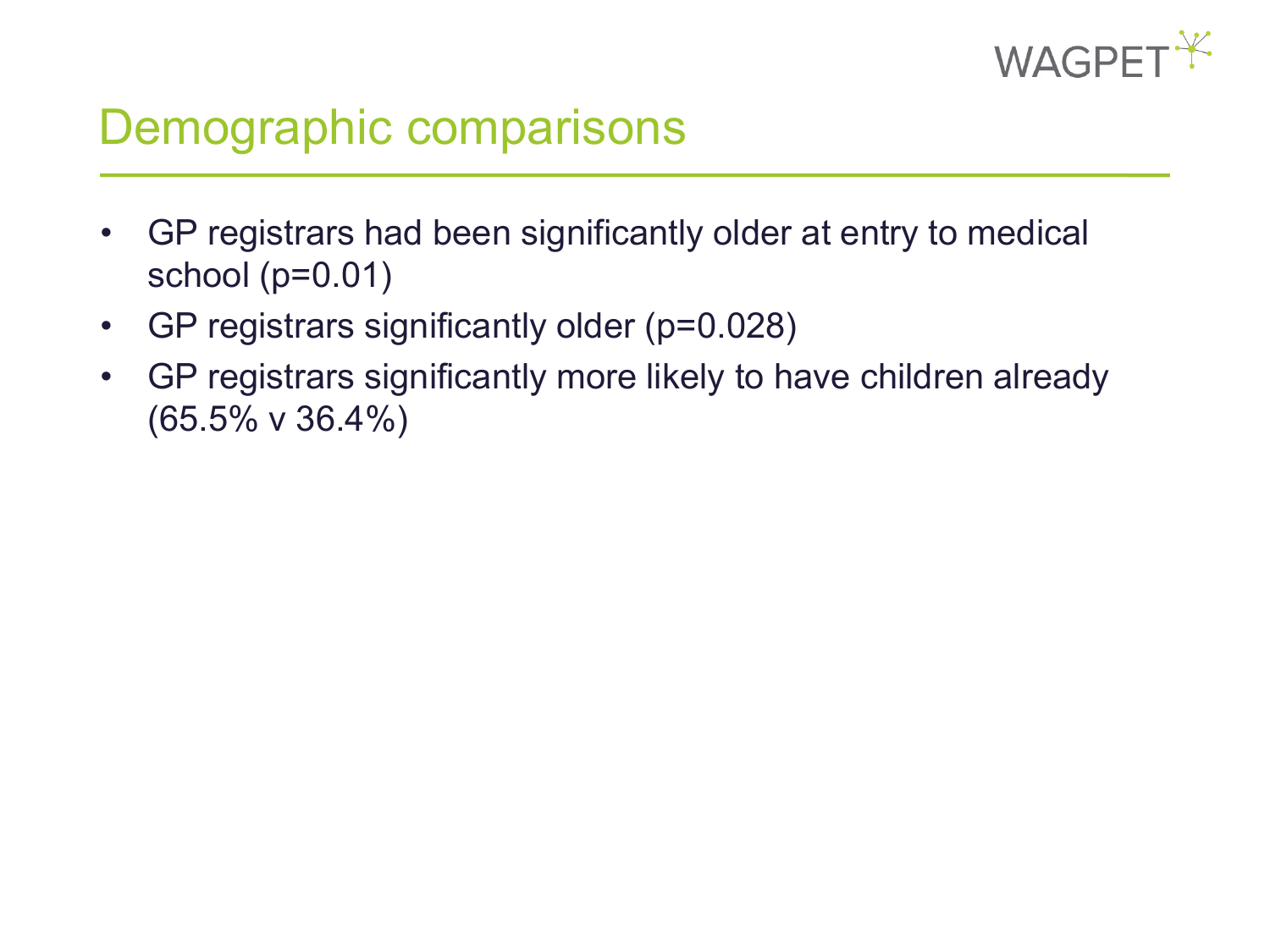# Demographic comparisons

- GP registrars had been significantly older at entry to medical school ($p=0.01$)
- GP registrars significantly older ($p=0.028$)
- GP registrars significantly more likely to have children already (65.5% v 36.4%)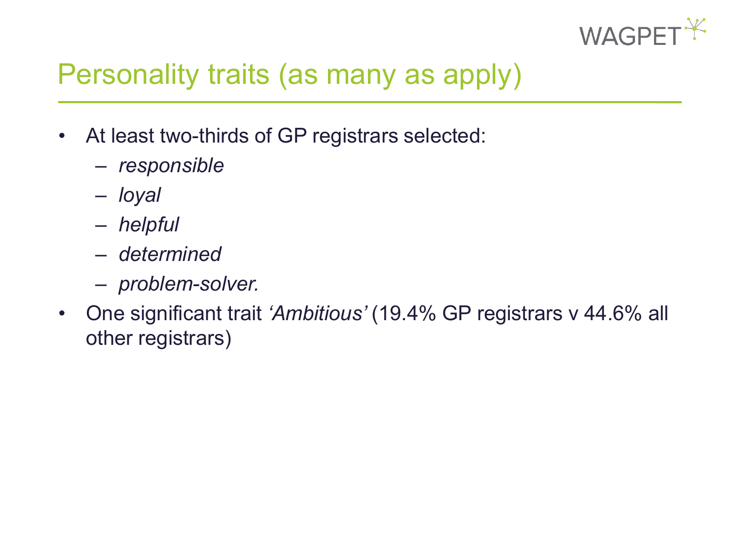# Personality traits (as many as apply)

- At least two-thirds of GP registrars selected:
  - *responsible*
  - *loyal*
  - *helpful*
  - *determined*
  - *problem-solver.*
- One significant trait *'Ambitious'* (19.4% GP registrars v 44.6% all other registrars)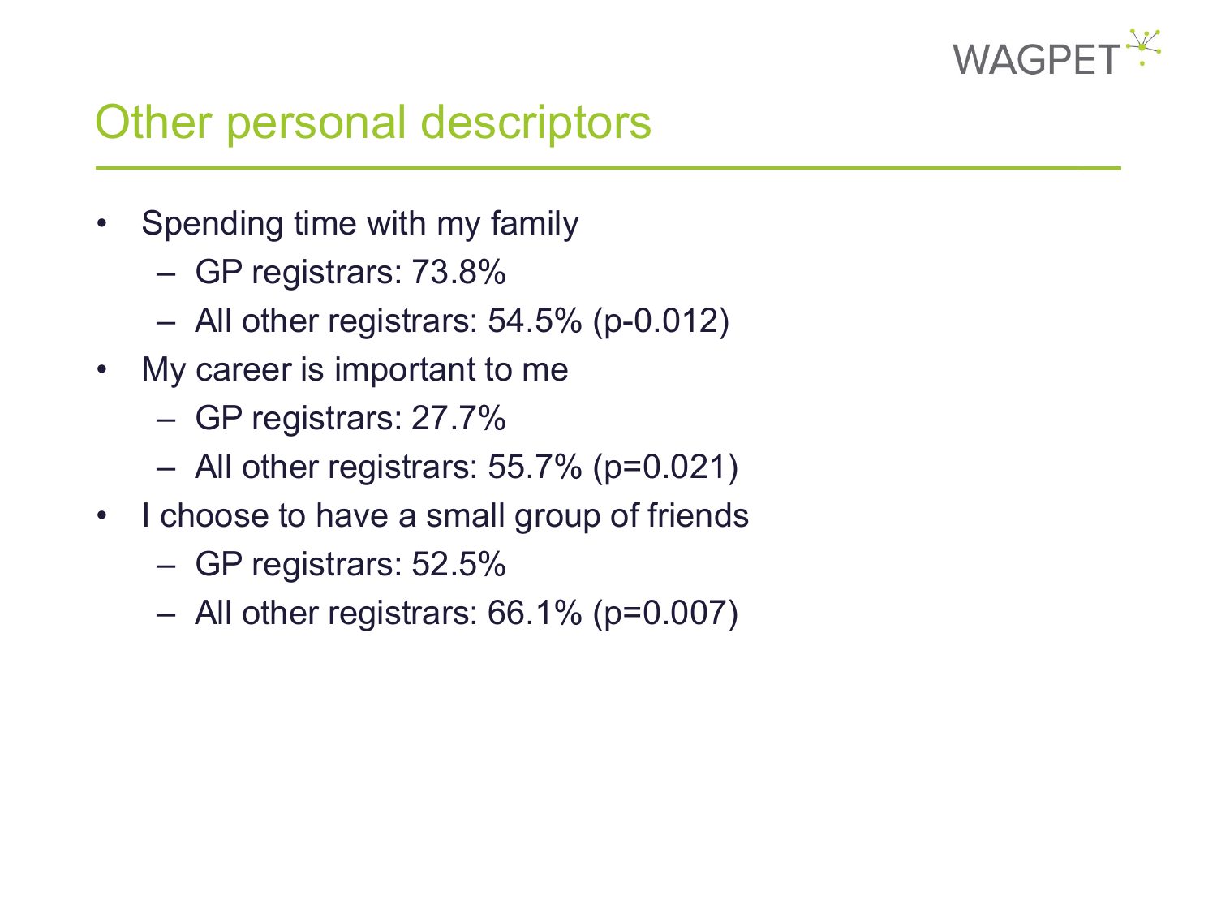# Other personal descriptors

- Spending time with my family
  - GP registrars: 73.8%
  - All other registrars: 54.5% (p-0.012)
- My career is important to me
  - GP registrars: 27.7%
  - All other registrars: 55.7% (p=0.021)
- I choose to have a small group of friends
  - GP registrars: 52.5%
  - All other registrars: 66.1% (p=0.007)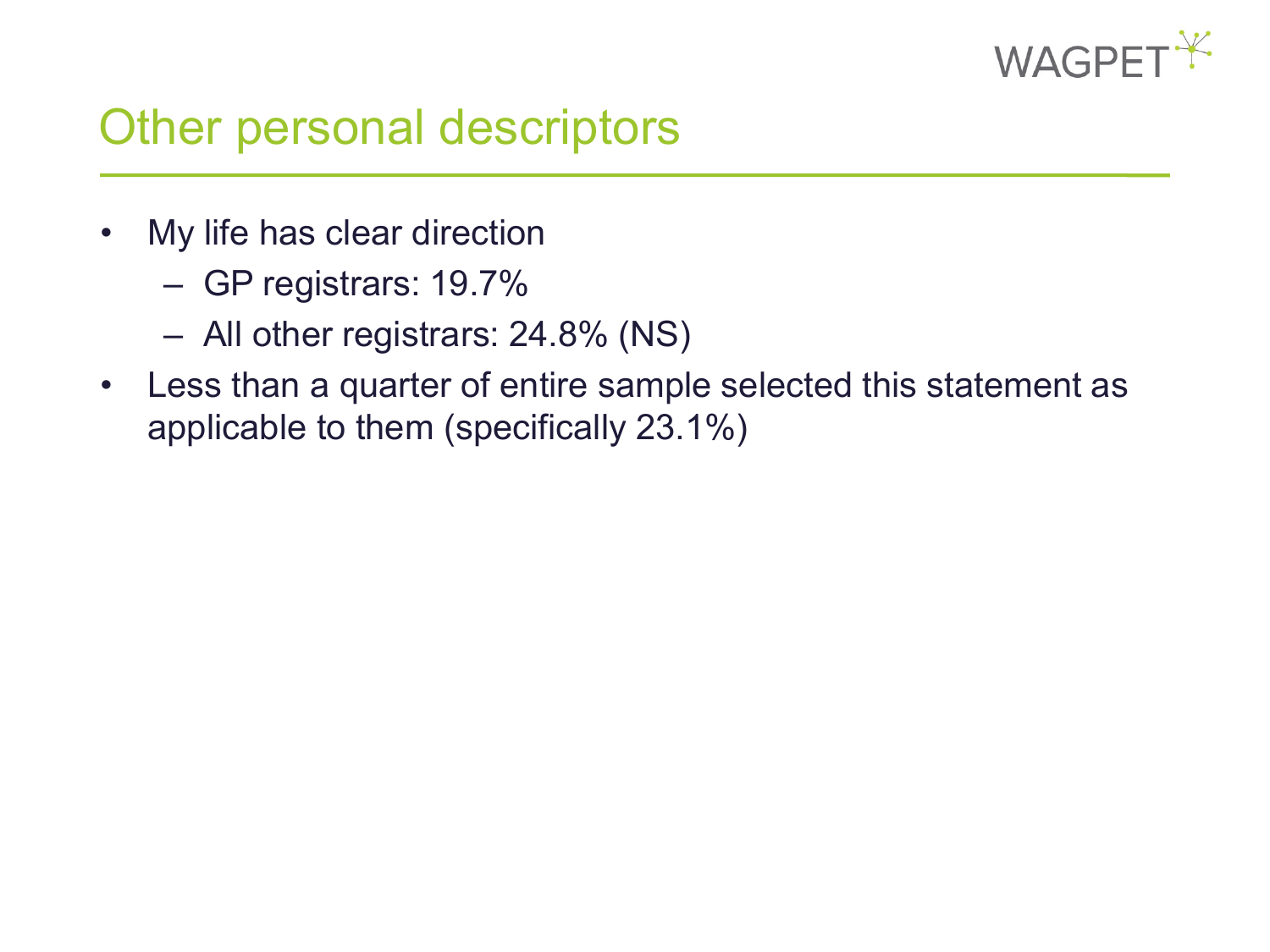# Other personal descriptors

- My life has clear direction
  - GP registrars: 19.7%
  - All other registrars: 24.8% (NS)
- Less than a quarter of entire sample selected this statement as applicable to them (specifically 23.1%)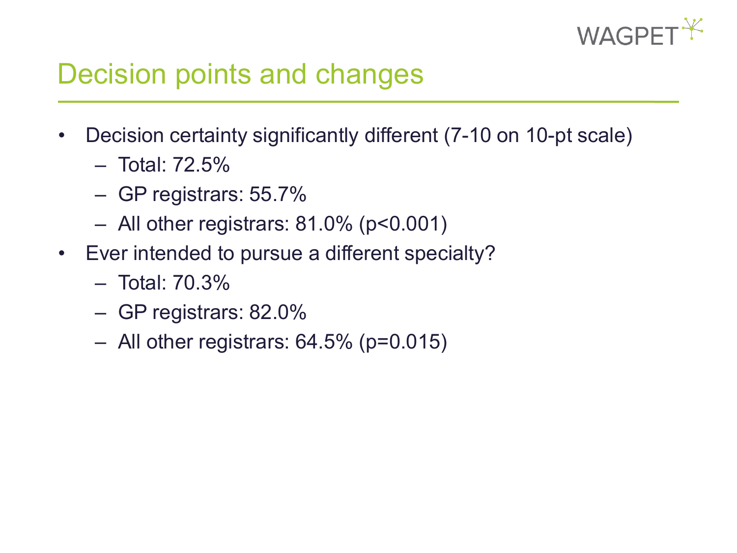# Decision points and changes

- Decision certainty significantly different (7-10 on 10-pt scale)
  - Total: 72.5%
  - GP registrars: 55.7%
  - All other registrars: 81.0% ($p<0.001$)
- Ever intended to pursue a different specialty?
  - Total: 70.3%
  - GP registrars: 82.0%
  - All other registrars: 64.5% ($p=0.015$)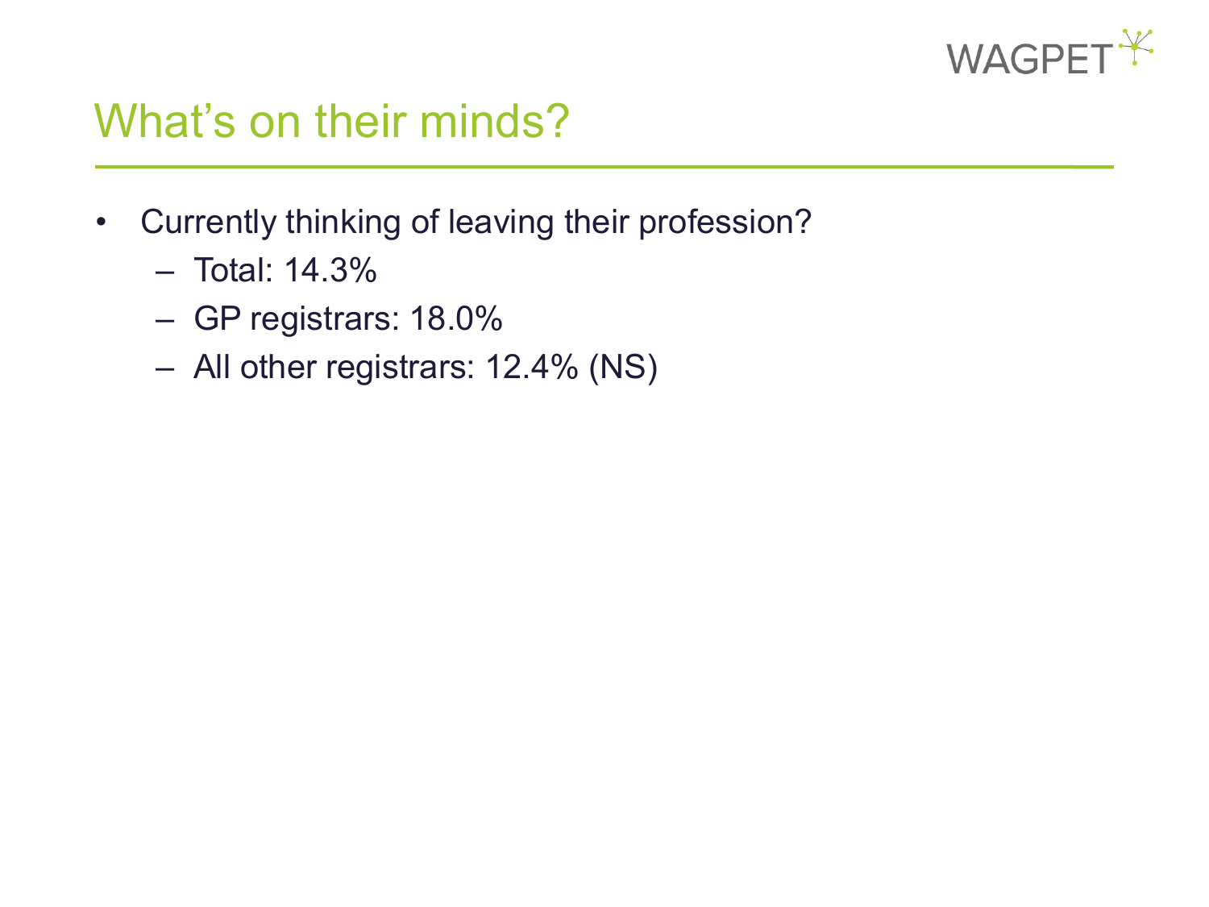# What's on their minds?

- Currently thinking of leaving their profession?
  - Total: 14.3%
  - GP registrars: 18.0%
  - All other registrars: 12.4% (NS)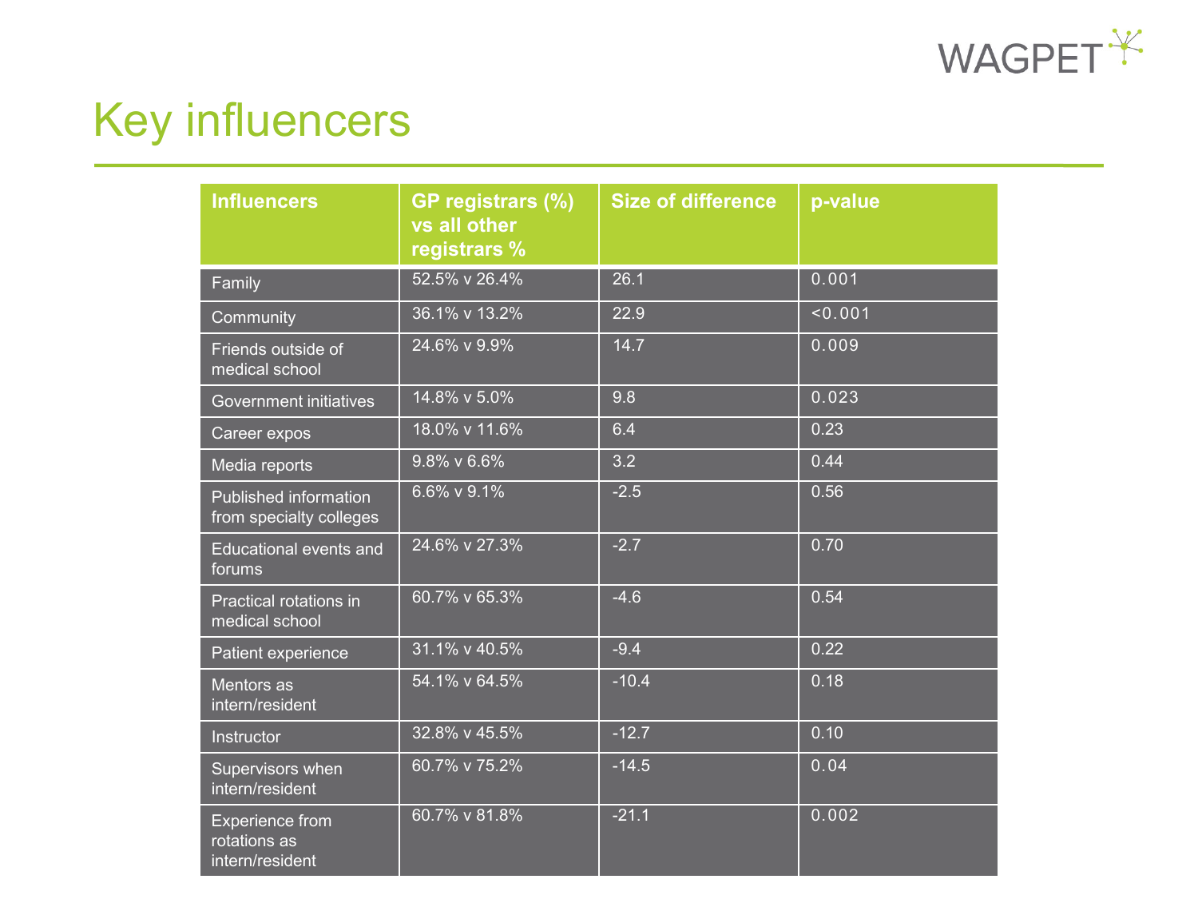# Key influencers

| Influencers | GP registrars (%) vs all other registrars % | Size of difference | p-value |
|---|---|---|---|
| Family | 52.5% v 26.4% | 26.1 | 0.001 |
| Community | 36.1% v 13.2% | 22.9 | <0.001 |
| Friends outside of medical school | 24.6% v 9.9% | 14.7 | 0.009 |
| Government initiatives | 14.8% v 5.0% | 9.8 | 0.023 |
| Career expos | 18.0% v 11.6% | 6.4 | 0.23 |
| Media reports | 9.8% v 6.6% | 3.2 | 0.44 |
| Published information from specialty colleges | 6.6% v 9.1% | -2.5 | 0.56 |
| Educational events and forums | 24.6% v 27.3% | -2.7 | 0.70 |
| Practical rotations in medical school | 60.7% v 65.3% | -4.6 | 0.54 |
| Patient experience | 31.1% v 40.5% | -9.4 | 0.22 |
| Mentors as intern/resident | 54.1% v 64.5% | -10.4 | 0.18 |
| Instructor | 32.8% v 45.5% | -12.7 | 0.10 |
| Supervisors when intern/resident | 60.7% v 75.2% | -14.5 | 0.04 |
| Experience from rotations as intern/resident | 60.7% v 81.8% | -21.1 | 0.002 |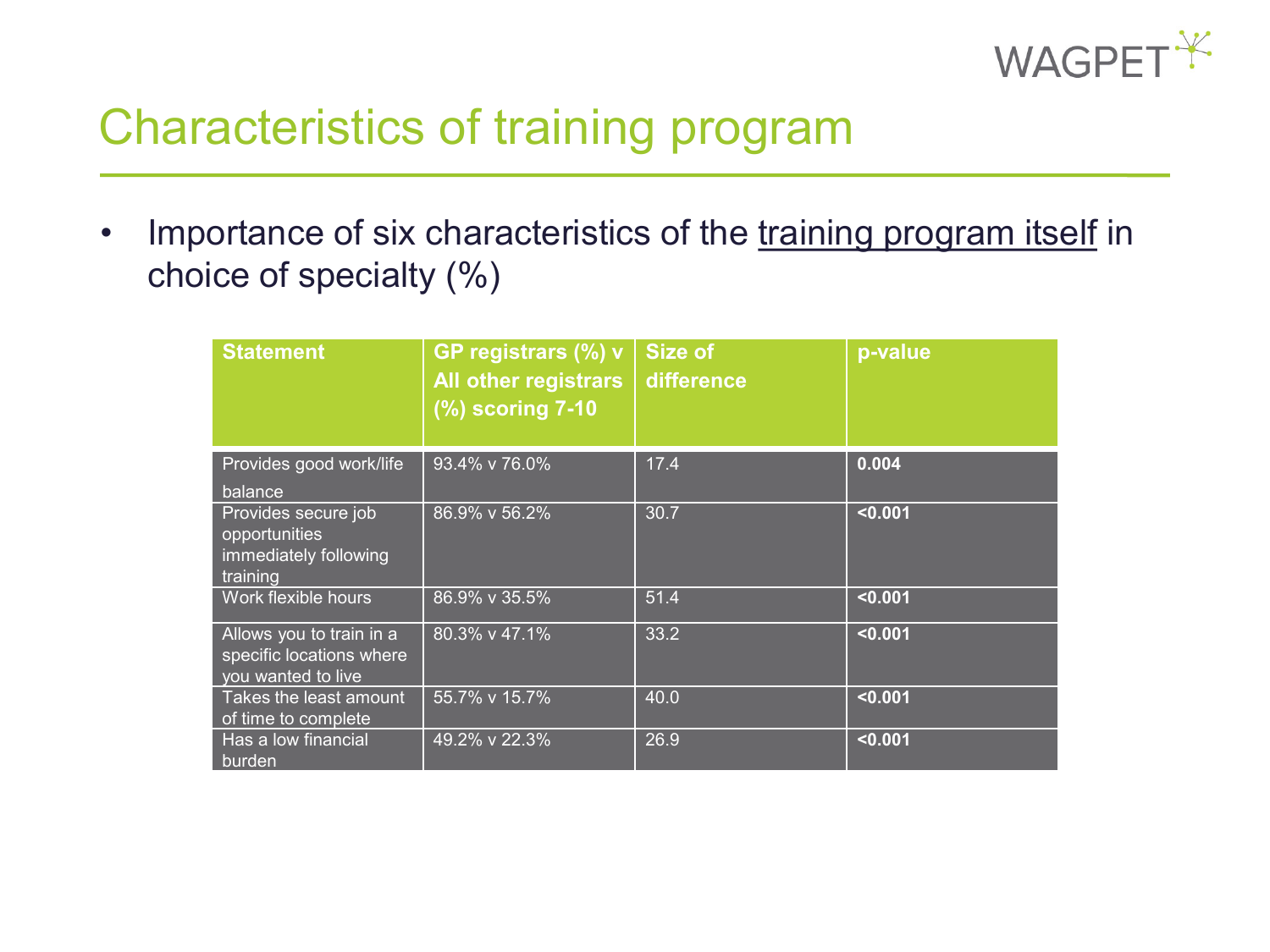# Characteristics of training program

- Importance of six characteristics of the training program itself in choice of specialty (%)

| Statement | GP registrars (%) v All other registrars (%) scoring 7-10 | Size of difference | p-value |
|---|---|---|---|
| Provides good work/life balance | 93.4% v 76.0% | 17.4 | **0.004** |
| Provides secure job opportunities immediately following training | 86.9% v 56.2% | 30.7 | **<0.001** |
| Work flexible hours | 86.9% v 35.5% | 51.4 | **<0.001** |
| Allows you to train in a specific locations where you wanted to live | 80.3% v 47.1% | 33.2 | **<0.001** |
| Takes the least amount of time to complete | 55.7% v 15.7% | 40.0 | **<0.001** |
| Has a low financial burden | 49.2% v 22.3% | 26.9 | **<0.001** |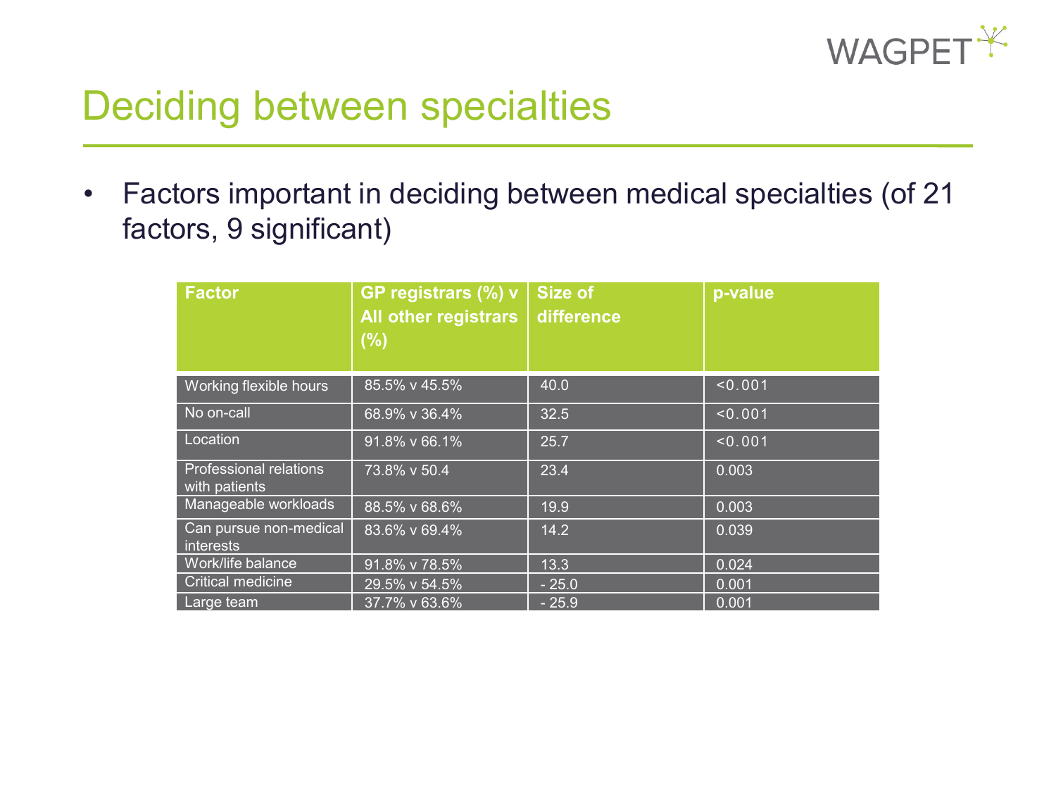# Deciding between specialties

- Factors important in deciding between medical specialties (of 21 factors, 9 significant)

| Factor | GP registrars (%) v All other registrars (%) | Size of difference | p-value |
|---|---|---|---|
| Working flexible hours | 85.5% v 45.5% | 40.0 | <0.001 |
| No on-call | 68.9% v 36.4% | 32.5 | <0.001 |
| Location | 91.8% v 66.1% | 25.7 | <0.001 |
| Professional relations with patients | 73.8% v 50.4 | 23.4 | 0.003 |
| Manageable workloads | 88.5% v 68.6% | 19.9 | 0.003 |
| Can pursue non-medical interests | 83.6% v 69.4% | 14.2 | 0.039 |
| Work/life balance | 91.8% v 78.5% | 13.3 | 0.024 |
| Critical medicine | 29.5% v 54.5% | - 25.0 | 0.001 |
| Large team | 37.7% v 63.6% | - 25.9 | 0.001 |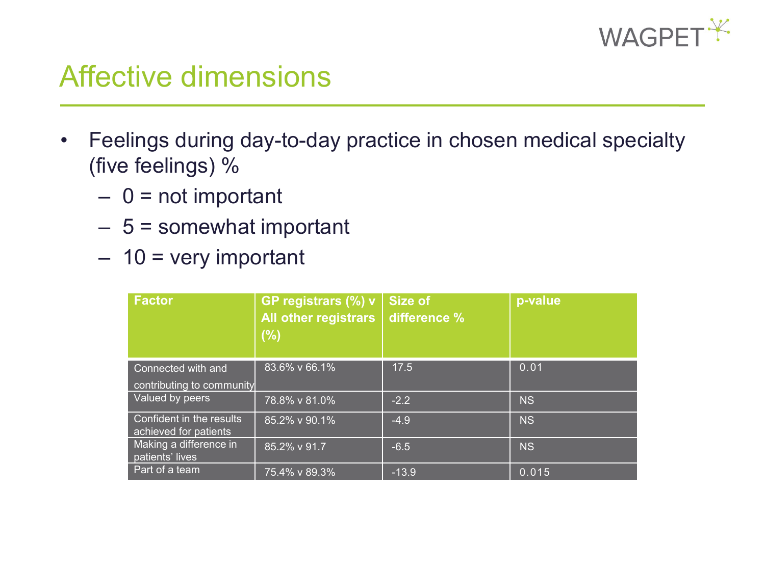# Affective dimensions

- Feelings during day-to-day practice in chosen medical specialty (five feelings) %
  - 0 = not important
  - 5 = somewhat important
  - 10 = very important

| Factor | GP registrars (%) v All other registrars (%) | Size of difference % | p-value |
|---|---|---|---|
| Connected with and contributing to community | 83.6% v 66.1% | 17.5 | 0.01 |
| Valued by peers | 78.8% v 81.0% | -2.2 | NS |
| Confident in the results achieved for patients | 85.2% v 90.1% | -4.9 | NS |
| Making a difference in patients' lives | 85.2% v 91.7 | -6.5 | NS |
| Part of a team | 75.4% v 89.3% | -13.9 | 0.015 |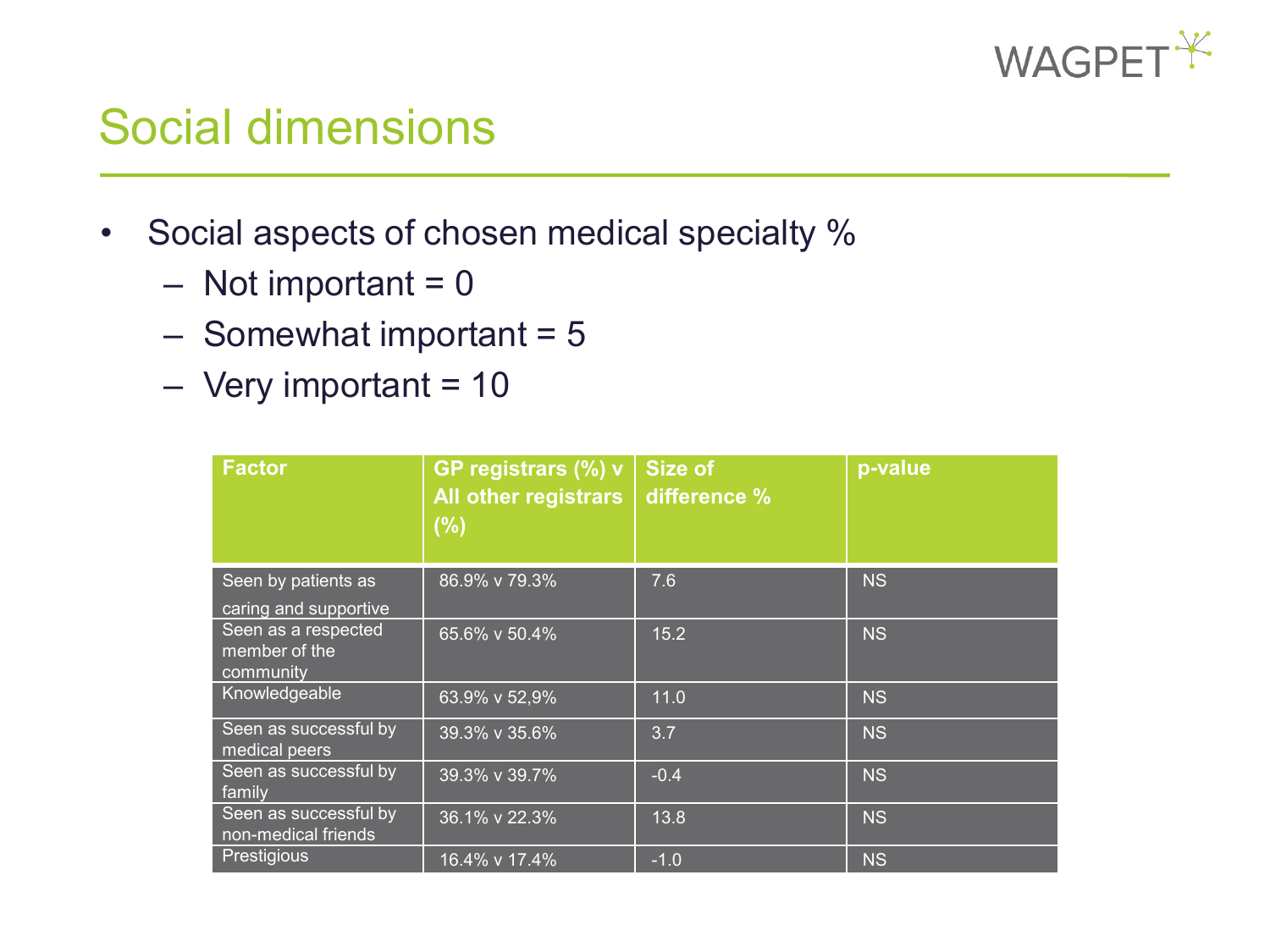# Social dimensions

- Social aspects of chosen medical specialty %
  - Not important = 0
  - Somewhat important = 5
  - Very important = 10

| Factor | GP registrars (%) v All other registrars (%) | Size of difference % | p-value |
|---|---|---|---|
| Seen by patients as caring and supportive | 86.9% v 79.3% | 7.6 | NS |
| Seen as a respected member of the community | 65.6% v 50.4% | 15.2 | NS |
| Knowledgeable | 63.9% v 52,9% | 11.0 | NS |
| Seen as successful by medical peers | 39.3% v 35.6% | 3.7 | NS |
| Seen as successful by family | 39.3% v 39.7% | -0.4 | NS |
| Seen as successful by non-medical friends | 36.1% v 22.3% | 13.8 | NS |
| Prestigious | 16.4% v 17.4% | -1.0 | NS |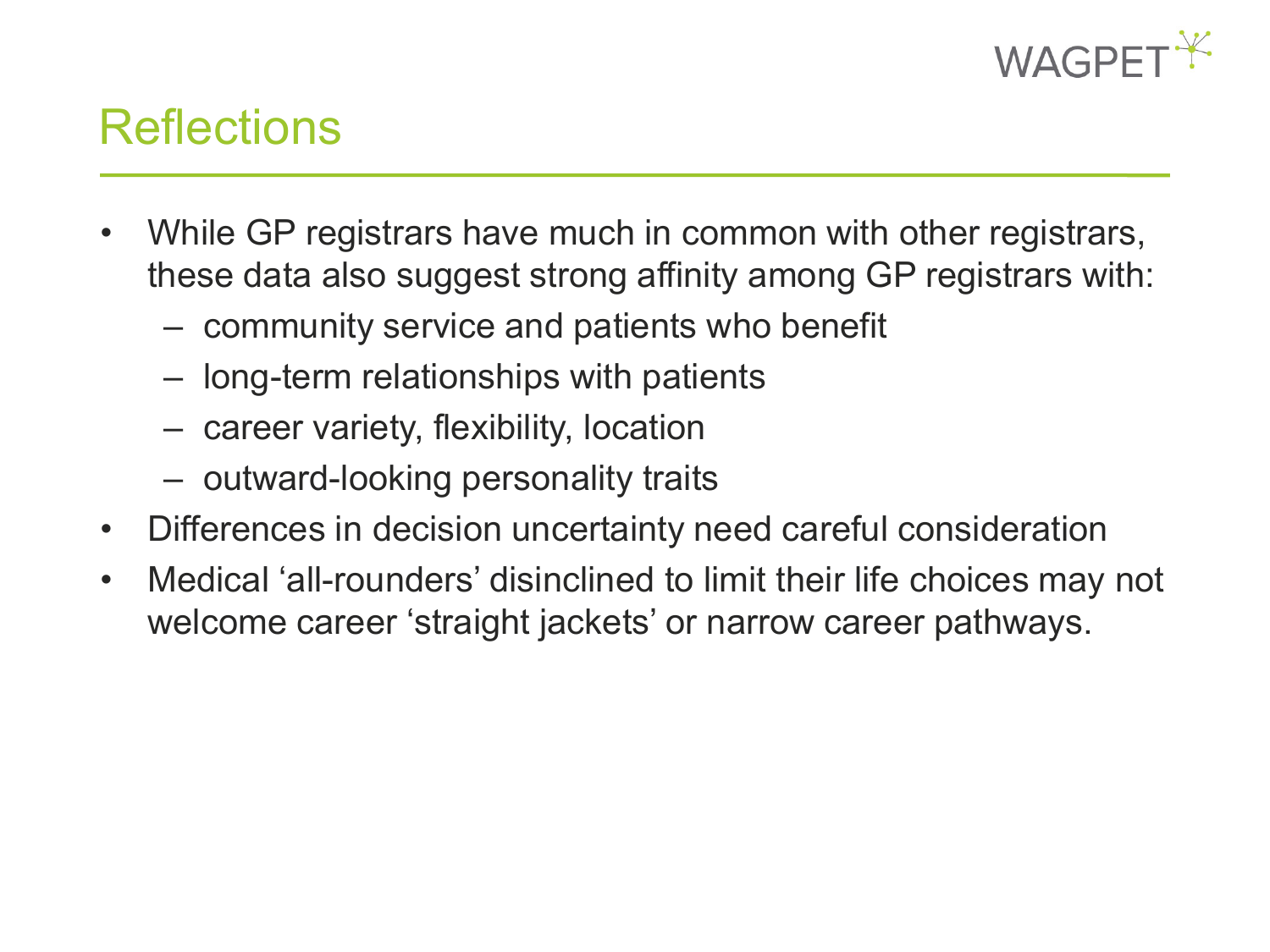# Reflections

- While GP registrars have much in common with other registrars, these data also suggest strong affinity among GP registrars with:
  - community service and patients who benefit
  - long-term relationships with patients
  - career variety, flexibility, location
  - outward-looking personality traits
- Differences in decision uncertainty need careful consideration
- Medical ‘all-rounders’ disinclined to limit their life choices may not welcome career ‘straight jackets’ or narrow career pathways.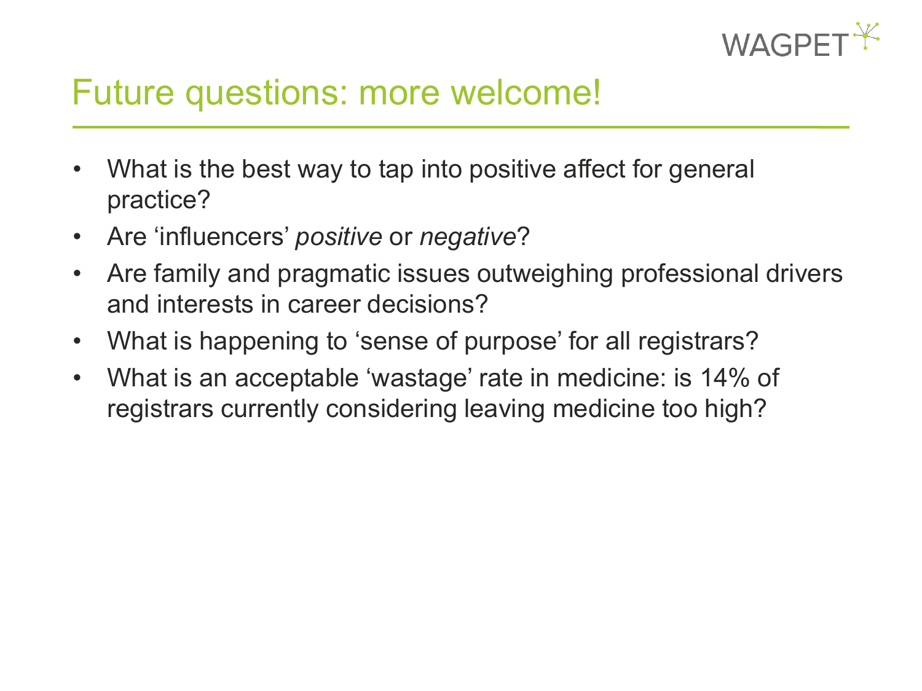# Future questions: more welcome!

- What is the best way to tap into positive affect for general practice?
- Are ‘influencers’ *positive* or *negative*?
- Are family and pragmatic issues outweighing professional drivers and interests in career decisions?
- What is happening to ‘sense of purpose’ for all registrars?
- What is an acceptable ‘wastage’ rate in medicine: is 14% of registrars currently considering leaving medicine too high?